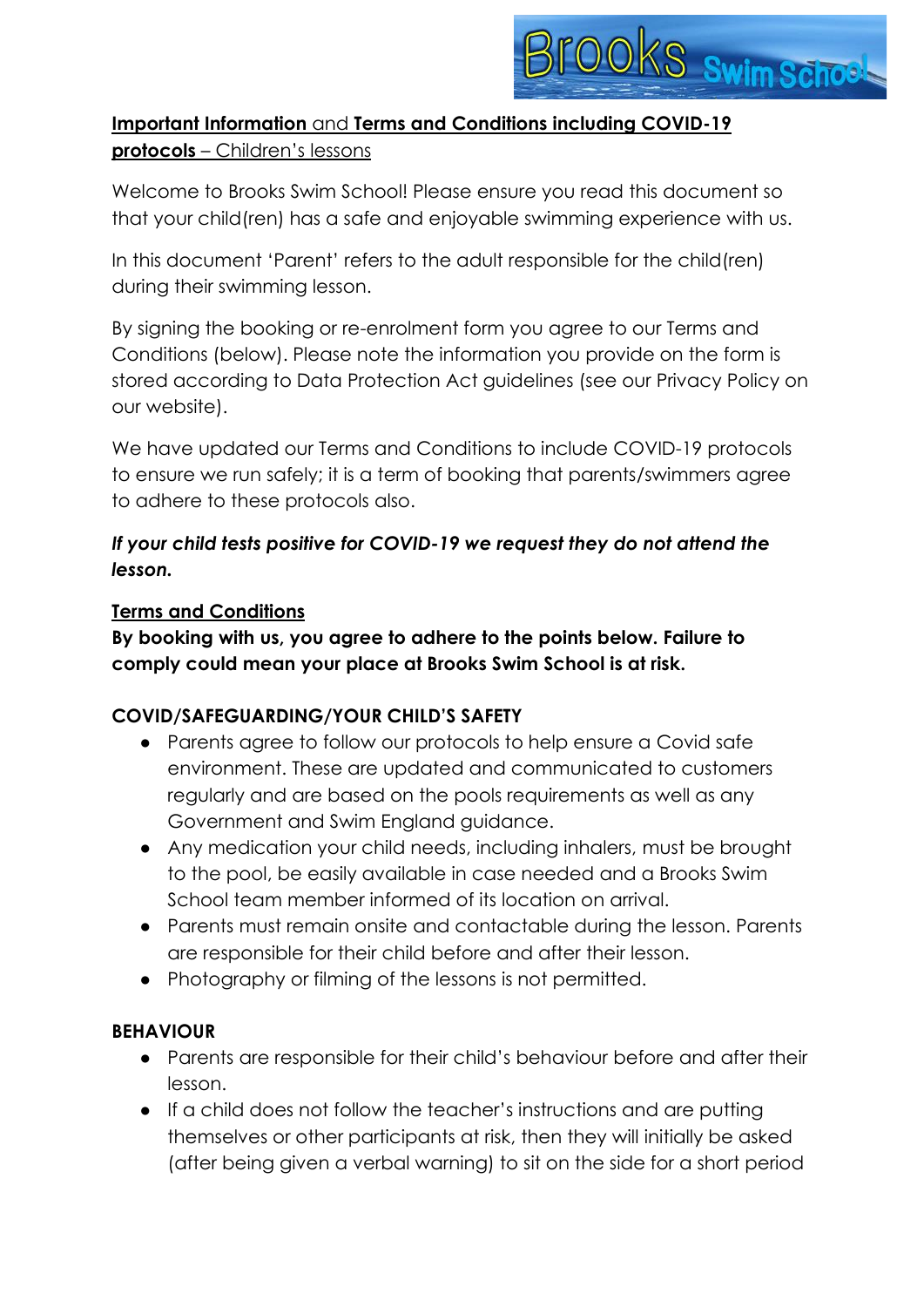**Important Information** and **Terms and Conditions including COVID-19 protocols** – Children's lessons

Welcome to Brooks Swim School! Please ensure you read this document so that your child(ren) has a safe and enjoyable swimming experience with us.

In this document 'Parent' refers to the adult responsible for the child(ren) during their swimming lesson.

By signing the booking or re-enrolment form you agree to our Terms and Conditions (below). Please note the information you provide on the form is stored according to Data Protection Act guidelines (see our Privacy Policy on our website).

We have updated our Terms and Conditions to include COVID-19 protocols to ensure we run safely; it is a term of booking that parents/swimmers agree to adhere to these protocols also.

***If your child tests positive for COVID-19 we request they do not attend the lesson.***

## Terms and Conditions

**By booking with us, you agree to adhere to the points below. Failure to comply could mean your place at Brooks Swim School is at risk.**

### COVID/SAFEGUARDING/YOUR CHILD'S SAFETY

- Parents agree to follow our protocols to help ensure a Covid safe environment. These are updated and communicated to customers regularly and are based on the pools requirements as well as any Government and Swim England guidance.
- Any medication your child needs, including inhalers, must be brought to the pool, be easily available in case needed and a Brooks Swim School team member informed of its location on arrival.
- Parents must remain onsite and contactable during the lesson. Parents are responsible for their child before and after their lesson.
- Photography or filming of the lessons is not permitted.

### BEHAVIOUR

- Parents are responsible for their child's behaviour before and after their lesson.
- If a child does not follow the teacher's instructions and are putting themselves or other participants at risk, then they will initially be asked (after being given a verbal warning) to sit on the side for a short period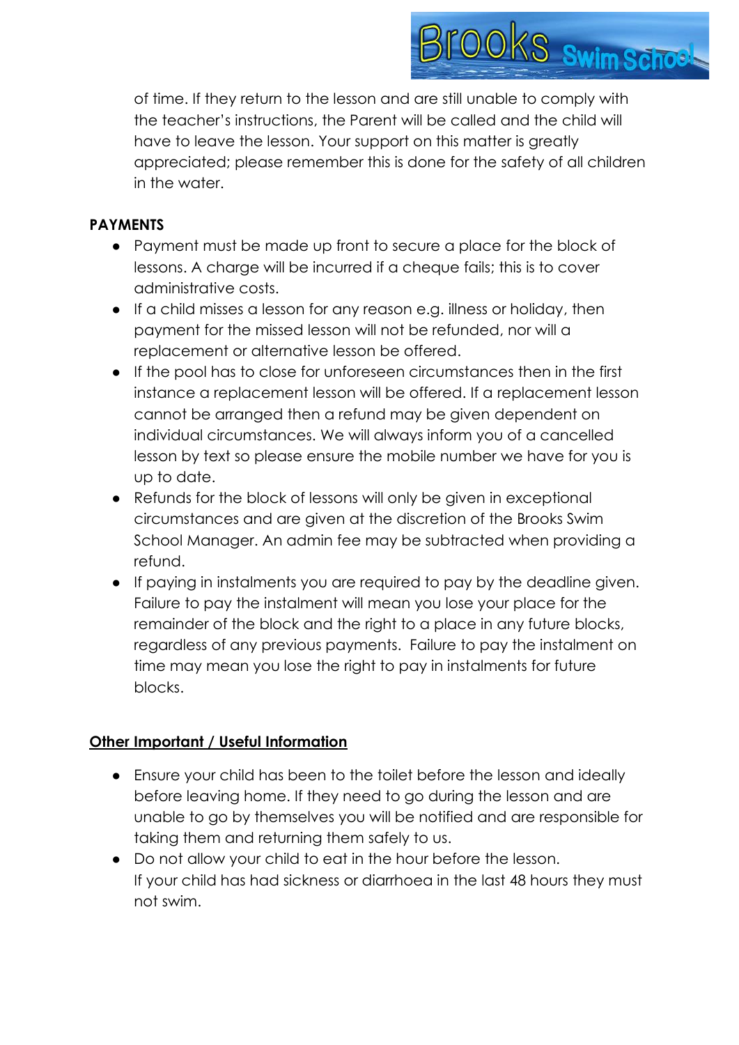of time. If they return to the lesson and are still unable to comply with the teacher's instructions, the Parent will be called and the child will have to leave the lesson. Your support on this matter is greatly appreciated; please remember this is done for the safety of all children in the water.

**PAYMENTS**

- Payment must be made up front to secure a place for the block of lessons. A charge will be incurred if a cheque fails; this is to cover administrative costs.
- If a child misses a lesson for any reason e.g. illness or holiday, then payment for the missed lesson will not be refunded, nor will a replacement or alternative lesson be offered.
- If the pool has to close for unforeseen circumstances then in the first instance a replacement lesson will be offered. If a replacement lesson cannot be arranged then a refund may be given dependent on individual circumstances. We will always inform you of a cancelled lesson by text so please ensure the mobile number we have for you is up to date.
- Refunds for the block of lessons will only be given in exceptional circumstances and are given at the discretion of the Brooks Swim School Manager. An admin fee may be subtracted when providing a refund.
- If paying in instalments you are required to pay by the deadline given. Failure to pay the instalment will mean you lose your place for the remainder of the block and the right to a place in any future blocks, regardless of any previous payments. Failure to pay the instalment on time may mean you lose the right to pay in instalments for future blocks.

**Other Important / Useful Information**

- Ensure your child has been to the toilet before the lesson and ideally before leaving home. If they need to go during the lesson and are unable to go by themselves you will be notified and are responsible for taking them and returning them safely to us.
- Do not allow your child to eat in the hour before the lesson.
  If your child has had sickness or diarrhoea in the last 48 hours they must not swim.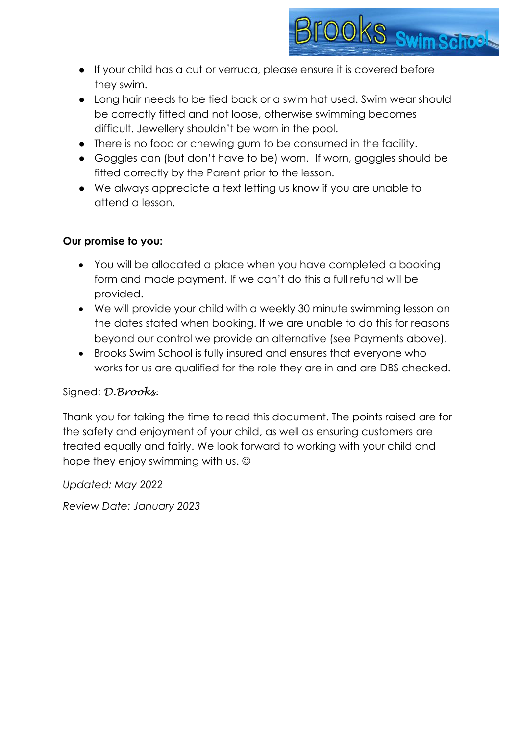- If your child has a cut or verruca, please ensure it is covered before they swim.
- Long hair needs to be tied back or a swim hat used. Swim wear should be correctly fitted and not loose, otherwise swimming becomes difficult. Jewellery shouldn't be worn in the pool.
- There is no food or chewing gum to be consumed in the facility.
- Goggles can (but don't have to be) worn. If worn, goggles should be fitted correctly by the Parent prior to the lesson.
- We always appreciate a text letting us know if you are unable to attend a lesson.

**Our promise to you:**

- You will be allocated a place when you have completed a booking form and made payment. If we can't do this a full refund will be provided.
- We will provide your child with a weekly 30 minute swimming lesson on the dates stated when booking. If we are unable to do this for reasons beyond our control we provide an alternative (see Payments above).
- Brooks Swim School is fully insured and ensures that everyone who works for us are qualified for the role they are in and are DBS checked.

Signed: *D.Brooks.*

Thank you for taking the time to read this document. The points raised are for the safety and enjoyment of your child, as well as ensuring customers are treated equally and fairly. We look forward to working with your child and hope they enjoy swimming with us. ☺

*Updated: May 2022*

*Review Date: January 2023*